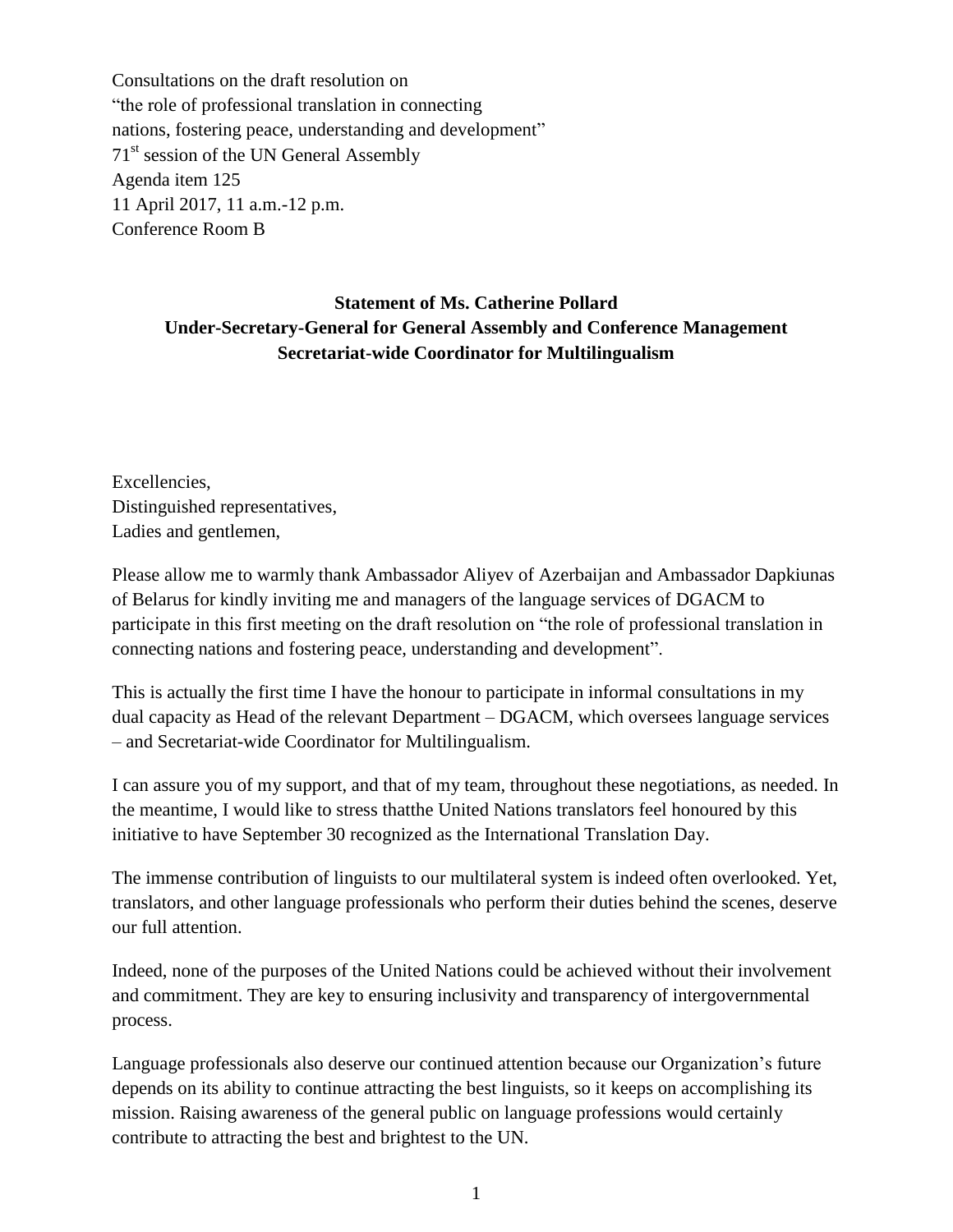Consultations on the draft resolution on
"the role of professional translation in connecting
nations, fostering peace, understanding and development"
71st session of the UN General Assembly
Agenda item 125
11 April 2017, 11 a.m.-12 p.m.
Conference Room B

**Statement of Ms. Catherine Pollard**
**Under-Secretary-General for General Assembly and Conference Management**
**Secretariat-wide Coordinator for Multilingualism**

Excellencies,
Distinguished representatives,
Ladies and gentlemen,

Please allow me to warmly thank Ambassador Aliyev of Azerbaijan and Ambassador Dapkiunas of Belarus for kindly inviting me and managers of the language services of DGACM to participate in this first meeting on the draft resolution on "the role of professional translation in connecting nations and fostering peace, understanding and development".

This is actually the first time I have the honour to participate in informal consultations in my dual capacity as Head of the relevant Department – DGACM, which oversees language services – and Secretariat-wide Coordinator for Multilingualism.

I can assure you of my support, and that of my team, throughout these negotiations, as needed. In the meantime, I would like to stress thatthe United Nations translators feel honoured by this initiative to have September 30 recognized as the International Translation Day.

The immense contribution of linguists to our multilateral system is indeed often overlooked. Yet, translators, and other language professionals who perform their duties behind the scenes, deserve our full attention.

Indeed, none of the purposes of the United Nations could be achieved without their involvement and commitment. They are key to ensuring inclusivity and transparency of intergovernmental process.

Language professionals also deserve our continued attention because our Organization's future depends on its ability to continue attracting the best linguists, so it keeps on accomplishing its mission. Raising awareness of the general public on language professions would certainly contribute to attracting the best and brightest to the UN.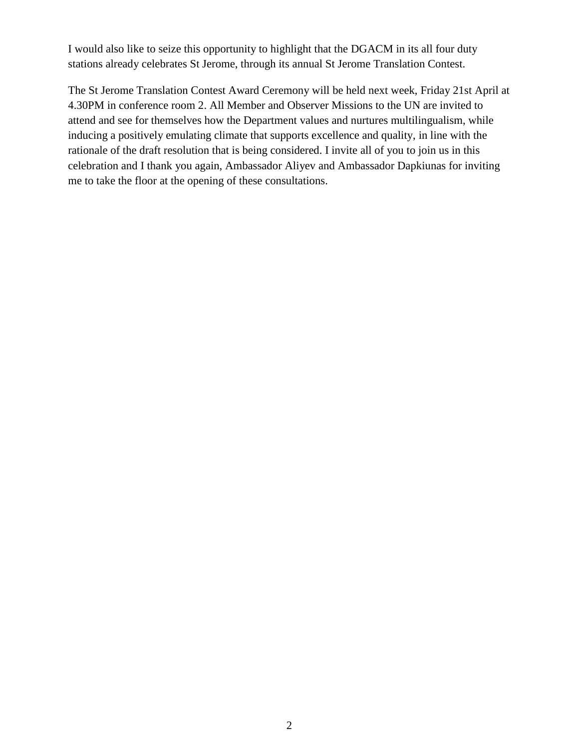I would also like to seize this opportunity to highlight that the DGACM in its all four duty stations already celebrates St Jerome, through its annual St Jerome Translation Contest.

The St Jerome Translation Contest Award Ceremony will be held next week, Friday 21st April at 4.30PM in conference room 2. All Member and Observer Missions to the UN are invited to attend and see for themselves how the Department values and nurtures multilingualism, while inducing a positively emulating climate that supports excellence and quality, in line with the rationale of the draft resolution that is being considered. I invite all of you to join us in this celebration and I thank you again, Ambassador Aliyev and Ambassador Dapkiunas for inviting me to take the floor at the opening of these consultations.